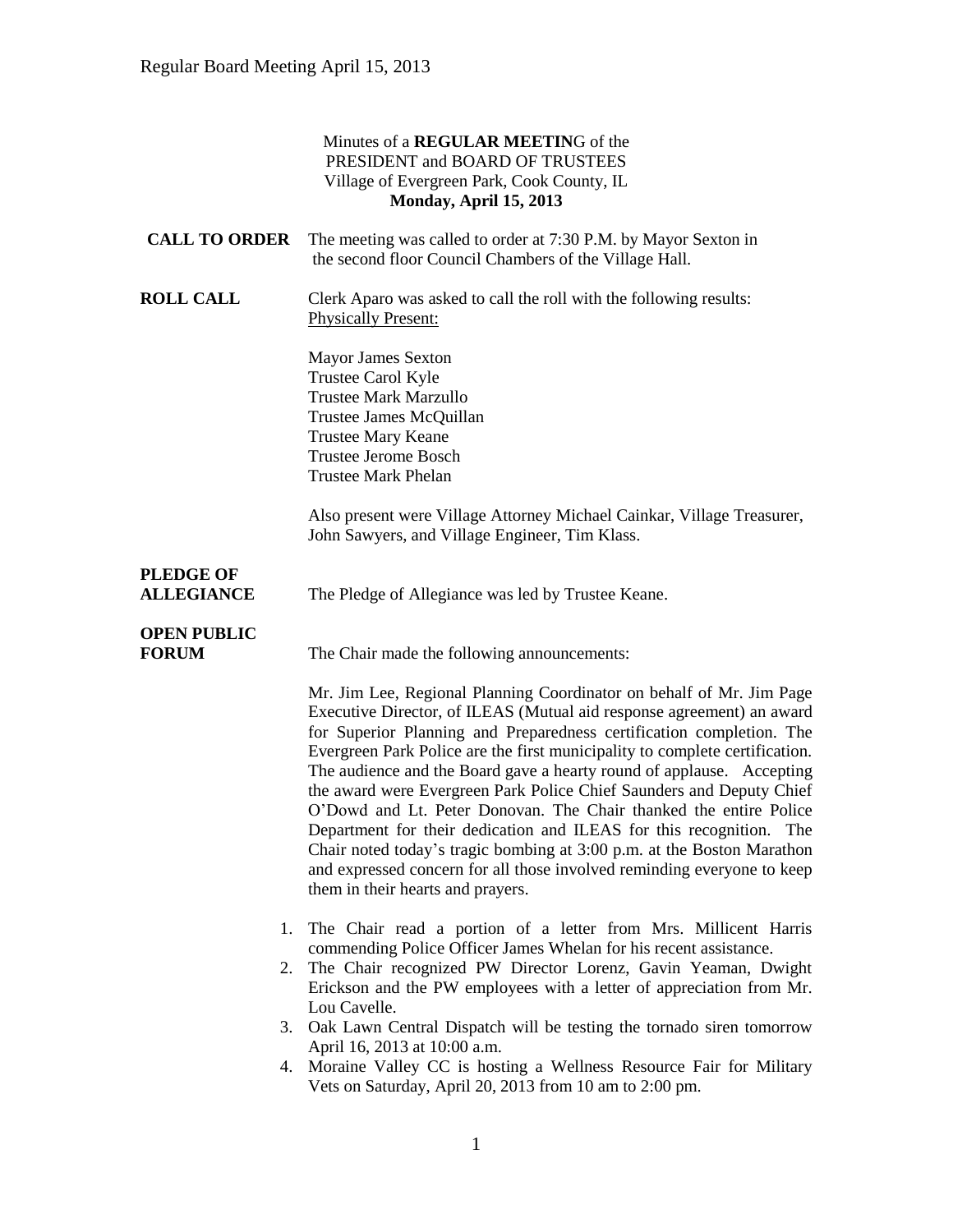Minutes of a **REGULAR MEETIN**G of the
PRESIDENT and BOARD OF TRUSTEES
Village of Evergreen Park, Cook County, IL
**Monday, April 15, 2013**

**CALL TO ORDER** The meeting was called to order at 7:30 P.M. by Mayor Sexton in the second floor Council Chambers of the Village Hall.

**ROLL CALL** Clerk Aparo was asked to call the roll with the following results:
Physically Present:

Mayor James Sexton
Trustee Carol Kyle
Trustee Mark Marzullo
Trustee James McQuillan
Trustee Mary Keane
Trustee Jerome Bosch
Trustee Mark Phelan

Also present were Village Attorney Michael Cainkar, Village Treasurer, John Sawyers, and Village Engineer, Tim Klass.

**PLEDGE OF ALLEGIANCE** The Pledge of Allegiance was led by Trustee Keane.

**OPEN PUBLIC FORUM** The Chair made the following announcements:

Mr. Jim Lee, Regional Planning Coordinator on behalf of Mr. Jim Page Executive Director, of ILEAS (Mutual aid response agreement) an award for Superior Planning and Preparedness certification completion. The Evergreen Park Police are the first municipality to complete certification. The audience and the Board gave a hearty round of applause. Accepting the award were Evergreen Park Police Chief Saunders and Deputy Chief O'Dowd and Lt. Peter Donovan. The Chair thanked the entire Police Department for their dedication and ILEAS for this recognition. The Chair noted today's tragic bombing at 3:00 p.m. at the Boston Marathon and expressed concern for all those involved reminding everyone to keep them in their hearts and prayers.

1. The Chair read a portion of a letter from Mrs. Millicent Harris commending Police Officer James Whelan for his recent assistance.
2. The Chair recognized PW Director Lorenz, Gavin Yeaman, Dwight Erickson and the PW employees with a letter of appreciation from Mr. Lou Cavelle.
3. Oak Lawn Central Dispatch will be testing the tornado siren tomorrow April 16, 2013 at 10:00 a.m.
4. Moraine Valley CC is hosting a Wellness Resource Fair for Military Vets on Saturday, April 20, 2013 from 10 am to 2:00 pm.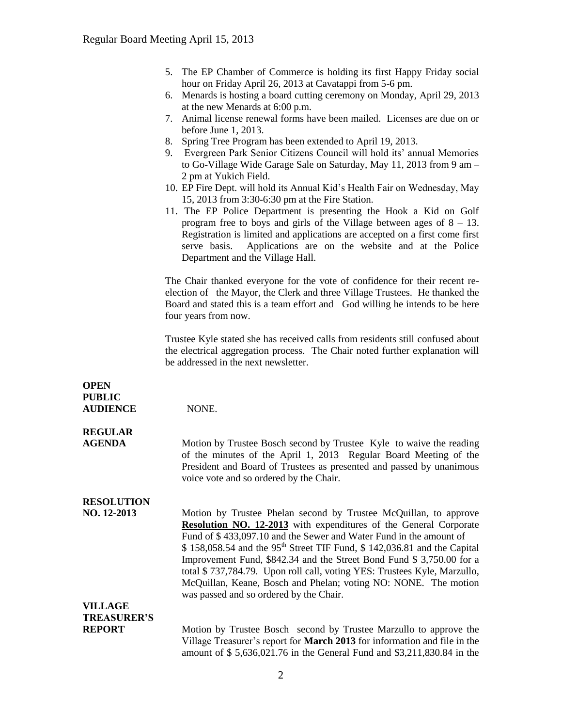5. The EP Chamber of Commerce is holding its first Happy Friday social hour on Friday April 26, 2013 at Cavatappi from 5-6 pm.
6. Menards is hosting a board cutting ceremony on Monday, April 29, 2013 at the new Menards at 6:00 p.m.
7. Animal license renewal forms have been mailed. Licenses are due on or before June 1, 2013.
8. Spring Tree Program has been extended to April 19, 2013.
9. Evergreen Park Senior Citizens Council will hold its' annual Memories to Go-Village Wide Garage Sale on Saturday, May 11, 2013 from 9 am – 2 pm at Yukich Field.
10. EP Fire Dept. will hold its Annual Kid's Health Fair on Wednesday, May 15, 2013 from 3:30-6:30 pm at the Fire Station.
11. The EP Police Department is presenting the Hook a Kid on Golf program free to boys and girls of the Village between ages of 8 – 13. Registration is limited and applications are accepted on a first come first serve basis. Applications are on the website and at the Police Department and the Village Hall.

The Chair thanked everyone for the vote of confidence for their recent re-election of the Mayor, the Clerk and three Village Trustees. He thanked the Board and stated this is a team effort and God willing he intends to be here four years from now.

Trustee Kyle stated she has received calls from residents still confused about the electrical aggregation process. The Chair noted further explanation will be addressed in the next newsletter.

**OPEN PUBLIC AUDIENCE** NONE.

**REGULAR AGENDA** Motion by Trustee Bosch second by Trustee Kyle to waive the reading of the minutes of the April 1, 2013 Regular Board Meeting of the President and Board of Trustees as presented and passed by unanimous voice vote and so ordered by the Chair.

**RESOLUTION NO. 12-2013** Motion by Trustee Phelan second by Trustee McQuillan, to approve **Resolution NO. 12-2013** with expenditures of the General Corporate Fund of $ 433,097.10 and the Sewer and Water Fund in the amount of $ 158,058.54 and the 95th Street TIF Fund, $ 142,036.81 and the Capital Improvement Fund, $842.34 and the Street Bond Fund $ 3,750.00 for a total $ 737,784.79. Upon roll call, voting YES: Trustees Kyle, Marzullo, McQuillan, Keane, Bosch and Phelan; voting NO: NONE. The motion was passed and so ordered by the Chair.

**VILLAGE TREASURER'S REPORT** Motion by Trustee Bosch second by Trustee Marzullo to approve the Village Treasurer's report for **March 2013** for information and file in the amount of $ 5,636,021.76 in the General Fund and $3,211,830.84 in the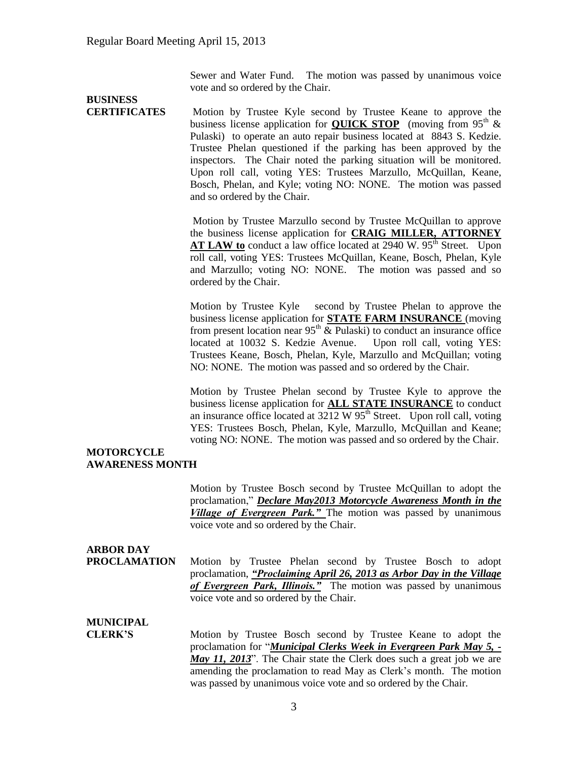Sewer and Water Fund. The motion was passed by unanimous voice vote and so ordered by the Chair.

**BUSINESS CERTIFICATES**

Motion by Trustee Kyle second by Trustee Keane to approve the business license application for **QUICK STOP** (moving from 95th & Pulaski) to operate an auto repair business located at 8843 S. Kedzie. Trustee Phelan questioned if the parking has been approved by the inspectors. The Chair noted the parking situation will be monitored. Upon roll call, voting YES: Trustees Marzullo, McQuillan, Keane, Bosch, Phelan, and Kyle; voting NO: NONE. The motion was passed and so ordered by the Chair.

Motion by Trustee Marzullo second by Trustee McQuillan to approve the business license application for **CRAIG MILLER, ATTORNEY AT LAW to** conduct a law office located at 2940 W. 95th Street. Upon roll call, voting YES: Trustees McQuillan, Keane, Bosch, Phelan, Kyle and Marzullo; voting NO: NONE. The motion was passed and so ordered by the Chair.

Motion by Trustee Kyle second by Trustee Phelan to approve the business license application for **STATE FARM INSURANCE** (moving from present location near 95th & Pulaski) to conduct an insurance office located at 10032 S. Kedzie Avenue. Upon roll call, voting YES: Trustees Keane, Bosch, Phelan, Kyle, Marzullo and McQuillan; voting NO: NONE. The motion was passed and so ordered by the Chair.

Motion by Trustee Phelan second by Trustee Kyle to approve the business license application for **ALL STATE INSURANCE** to conduct an insurance office located at 3212 W 95th Street. Upon roll call, voting YES: Trustees Bosch, Phelan, Kyle, Marzullo, McQuillan and Keane; voting NO: NONE. The motion was passed and so ordered by the Chair.

**MOTORCYCLE AWARENESS MONTH**

Motion by Trustee Bosch second by Trustee McQuillan to adopt the proclamation," ***Declare May2013 Motorcycle Awareness Month in the Village of Evergreen Park."*** The motion was passed by unanimous voice vote and so ordered by the Chair.

**ARBOR DAY PROCLAMATION**

Motion by Trustee Phelan second by Trustee Bosch to adopt proclamation, ***"Proclaiming April 26, 2013 as Arbor Day in the Village of Evergreen Park, Illinois."*** The motion was passed by unanimous voice vote and so ordered by the Chair.

**MUNICIPAL CLERK'S**

Motion by Trustee Bosch second by Trustee Keane to adopt the proclamation for "***Municipal Clerks Week in Evergreen Park May 5, - May 11, 2013***". The Chair state the Clerk does such a great job we are amending the proclamation to read May as Clerk's month. The motion was passed by unanimous voice vote and so ordered by the Chair.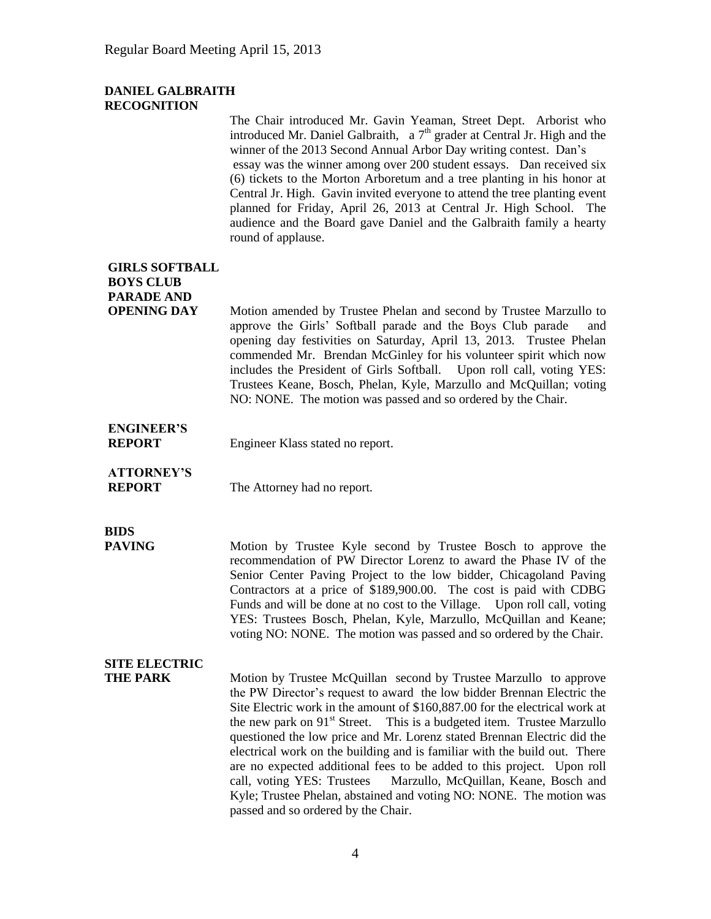**DANIEL GALBRAITH RECOGNITION**

The Chair introduced Mr. Gavin Yeaman, Street Dept. Arborist who introduced Mr. Daniel Galbraith, a 7th grader at Central Jr. High and the winner of the 2013 Second Annual Arbor Day writing contest. Dan's essay was the winner among over 200 student essays. Dan received six (6) tickets to the Morton Arboretum and a tree planting in his honor at Central Jr. High. Gavin invited everyone to attend the tree planting event planned for Friday, April 26, 2013 at Central Jr. High School. The audience and the Board gave Daniel and the Galbraith family a hearty round of applause.

**GIRLS SOFTBALL BOYS CLUB PARADE AND OPENING DAY**

Motion amended by Trustee Phelan and second by Trustee Marzullo to approve the Girls' Softball parade and the Boys Club parade and opening day festivities on Saturday, April 13, 2013. Trustee Phelan commended Mr. Brendan McGinley for his volunteer spirit which now includes the President of Girls Softball. Upon roll call, voting YES: Trustees Keane, Bosch, Phelan, Kyle, Marzullo and McQuillan; voting NO: NONE. The motion was passed and so ordered by the Chair.

**ENGINEER'S REPORT**

Engineer Klass stated no report.

**ATTORNEY'S REPORT**

The Attorney had no report.

**BIDS**

**PAVING**

Motion by Trustee Kyle second by Trustee Bosch to approve the recommendation of PW Director Lorenz to award the Phase IV of the Senior Center Paving Project to the low bidder, Chicagoland Paving Contractors at a price of $189,900.00. The cost is paid with CDBG Funds and will be done at no cost to the Village. Upon roll call, voting YES: Trustees Bosch, Phelan, Kyle, Marzullo, McQuillan and Keane; voting NO: NONE. The motion was passed and so ordered by the Chair.

**SITE ELECTRIC THE PARK**

Motion by Trustee McQuillan second by Trustee Marzullo to approve the PW Director's request to award the low bidder Brennan Electric the Site Electric work in the amount of $160,887.00 for the electrical work at the new park on 91st Street. This is a budgeted item. Trustee Marzullo questioned the low price and Mr. Lorenz stated Brennan Electric did the electrical work on the building and is familiar with the build out. There are no expected additional fees to be added to this project. Upon roll call, voting YES: Trustees Marzullo, McQuillan, Keane, Bosch and Kyle; Trustee Phelan, abstained and voting NO: NONE. The motion was passed and so ordered by the Chair.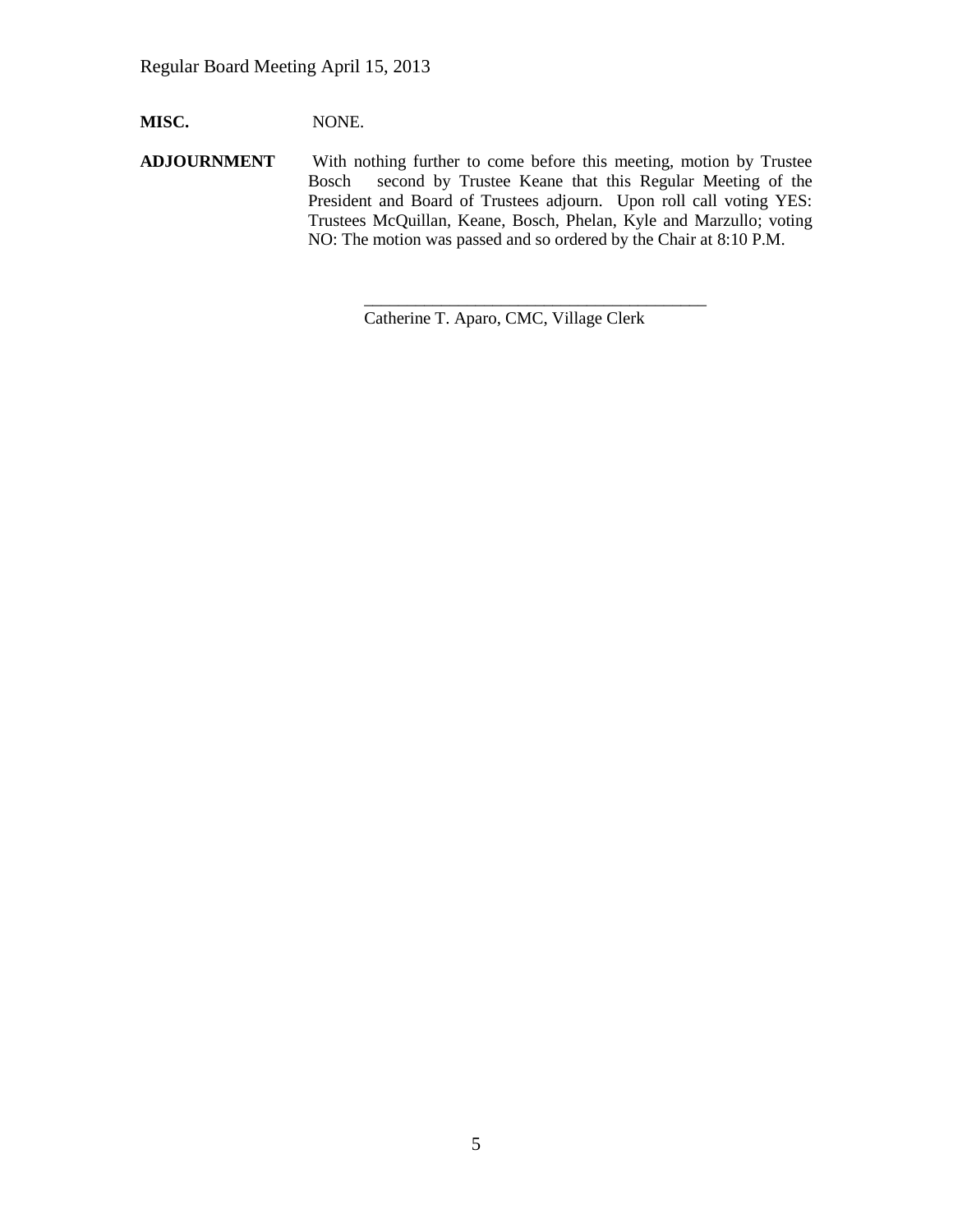**MISC.** NONE.

**ADJOURNMENT** With nothing further to come before this meeting, motion by Trustee Bosch second by Trustee Keane that this Regular Meeting of the President and Board of Trustees adjourn. Upon roll call voting YES: Trustees McQuillan, Keane, Bosch, Phelan, Kyle and Marzullo; voting NO: The motion was passed and so ordered by the Chair at 8:10 P.M.

\_\_\_\_\_\_\_\_\_\_\_\_\_\_\_\_\_\_\_\_\_\_\_\_\_\_\_\_\_\_\_\_\_\_\_\_\_\_\_\_\_\_

Catherine T. Aparo, CMC, Village Clerk